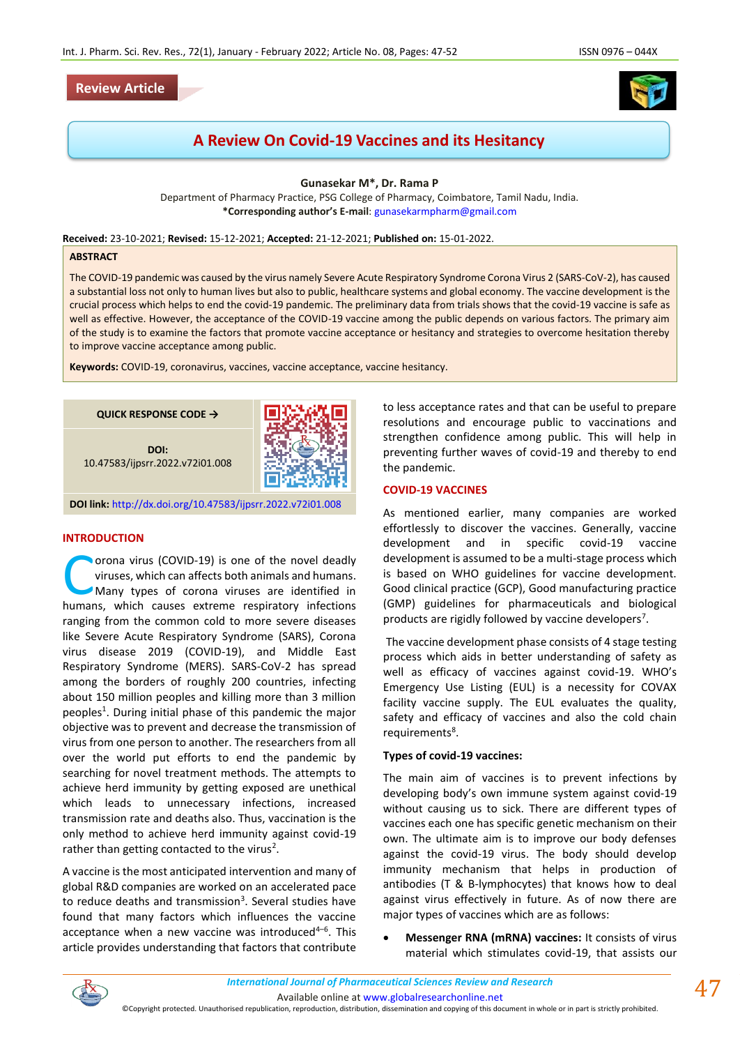Review Article

# A Review On Covid-19 Vaccines and its Hesitancy

**Gunasekar M*, Dr. Rama P**

Department of Pharmacy Practice, PSG College of Pharmacy, Coimbatore, Tamil Nadu, India.

***Corresponding author's E-mail**: gunasekarmpharm@gmail.com

**Received:** 23-10-2021; **Revised:** 15-12-2021; **Accepted:** 21-12-2021; **Published on:** 15-01-2022.

## ABSTRACT

The COVID-19 pandemic was caused by the virus namely Severe Acute Respiratory Syndrome Corona Virus 2 (SARS-CoV-2), has caused a substantial loss not only to human lives but also to public, healthcare systems and global economy. The vaccine development is the crucial process which helps to end the covid-19 pandemic. The preliminary data from trials shows that the covid-19 vaccine is safe as well as effective. However, the acceptance of the COVID-19 vaccine among the public depends on various factors. The primary aim of the study is to examine the factors that promote vaccine acceptance or hesitancy and strategies to overcome hesitation thereby to improve vaccine acceptance among public.

**Keywords:** COVID-19, coronavirus, vaccines, vaccine acceptance, vaccine hesitancy.

**QUICK RESPONSE CODE →**

**DOI:** 10.47583/ijpsrr.2022.v72i01.008

**DOI link:** http://dx.doi.org/10.47583/ijpsrr.2022.v72i01.008

## INTRODUCTION

Corona virus (COVID-19) is one of the novel deadly viruses, which can affects both animals and humans. Many types of corona viruses are identified in humans, which causes extreme respiratory infections ranging from the common cold to more severe diseases like Severe Acute Respiratory Syndrome (SARS), Corona virus disease 2019 (COVID-19), and Middle East Respiratory Syndrome (MERS). SARS-CoV-2 has spread among the borders of roughly 200 countries, infecting about 150 million peoples and killing more than 3 million peoples[1]. During initial phase of this pandemic the major objective was to prevent and decrease the transmission of virus from one person to another. The researchers from all over the world put efforts to end the pandemic by searching for novel treatment methods. The attempts to achieve herd immunity by getting exposed are unethical which leads to unnecessary infections, increased transmission rate and deaths also. Thus, vaccination is the only method to achieve herd immunity against covid-19 rather than getting contacted to the virus[2].

A vaccine is the most anticipated intervention and many of global R&D companies are worked on an accelerated pace to reduce deaths and transmission[3]. Several studies have found that many factors which influences the vaccine acceptance when a new vaccine was introduced[4–6]. This article provides understanding that factors that contribute to less acceptance rates and that can be useful to prepare resolutions and encourage public to vaccinations and strengthen confidence among public. This will help in preventing further waves of covid-19 and thereby to end the pandemic.

## COVID-19 VACCINES

As mentioned earlier, many companies are worked effortlessly to discover the vaccines. Generally, vaccine development and in specific covid-19 vaccine development is assumed to be a multi-stage process which is based on WHO guidelines for vaccine development. Good clinical practice (GCP), Good manufacturing practice (GMP) guidelines for pharmaceuticals and biological products are rigidly followed by vaccine developers[7].

The vaccine development phase consists of 4 stage testing process which aids in better understanding of safety as well as efficacy of vaccines against covid-19. WHO's Emergency Use Listing (EUL) is a necessity for COVAX facility vaccine supply. The EUL evaluates the quality, safety and efficacy of vaccines and also the cold chain requirements[8].

### Types of covid-19 vaccines:

The main aim of vaccines is to prevent infections by developing body's own immune system against covid-19 without causing us to sick. There are different types of vaccines each one has specific genetic mechanism on their own. The ultimate aim is to improve our body defenses against the covid-19 virus. The body should develop immunity mechanism that helps in production of antibodies (T & B-lymphocytes) that knows how to deal against virus effectively in future. As of now there are major types of vaccines which are as follows:

- **Messenger RNA (mRNA) vaccines:** It consists of virus material which stimulates covid-19, that assists our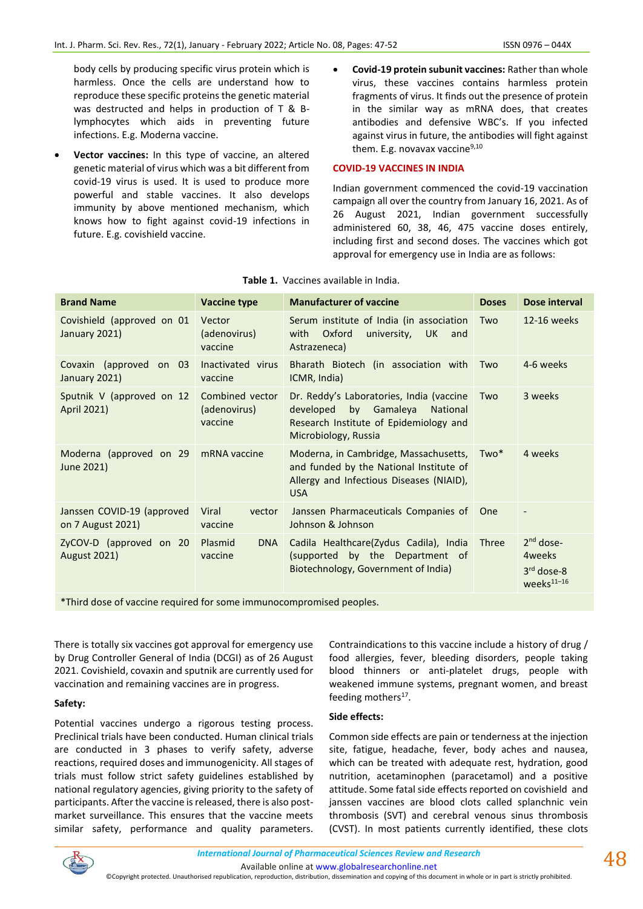body cells by producing specific virus protein which is harmless. Once the cells are understand how to reproduce these specific proteins the genetic material was destructed and helps in production of T & B-lymphocytes which aids in preventing future infections. E.g. Moderna vaccine.

- **Vector vaccines:** In this type of vaccine, an altered genetic material of virus which was a bit different from covid-19 virus is used. It is used to produce more powerful and stable vaccines. It also develops immunity by above mentioned mechanism, which knows how to fight against covid-19 infections in future. E.g. covishield vaccine.
- **Covid-19 protein subunit vaccines:** Rather than whole virus, these vaccines contains harmless protein fragments of virus. It finds out the presence of protein in the similar way as mRNA does, that creates antibodies and defensive WBC's. If you infected against virus in future, the antibodies will fight against them. E.g. novavax vaccine[9,10]

## COVID-19 VACCINES IN INDIA

Indian government commenced the covid-19 vaccination campaign all over the country from January 16, 2021. As of 26 August 2021, Indian government successfully administered 60, 38, 46, 475 vaccine doses entirely, including first and second doses. The vaccines which got approval for emergency use in India are as follows:

**Table 1.** Vaccines available in India.

| Brand Name | Vaccine type | Manufacturer of vaccine | Doses | Dose interval |
|---|---|---|---|---|
| Covishield (approved on 01 January 2021) | Vector (adenovirus) vaccine | Serum institute of India (in association with Oxford university, UK and Astrazeneca) | Two | 12-16 weeks |
| Covaxin (approved on 03 January 2021) | Inactivated virus vaccine | Bharath Biotech (in association with ICMR, India) | Two | 4-6 weeks |
| Sputnik V (approved on 12 April 2021) | Combined vector (adenovirus) vaccine | Dr. Reddy's Laboratories, India (vaccine developed by Gamaleya National Research Institute of Epidemiology and Microbiology, Russia | Two | 3 weeks |
| Moderna (approved on 29 June 2021) | mRNA vaccine | Moderna, in Cambridge, Massachusetts, and funded by the National Institute of Allergy and Infectious Diseases (NIAID), USA | Two* | 4 weeks |
| Janssen COVID-19 (approved on 7 August 2021) | Viral vector vaccine | Janssen Pharmaceuticals Companies of Johnson & Johnson | One | - |
| ZyCOV-D (approved on 20 August 2021) | Plasmid DNA vaccine | Cadila Healthcare(Zydus Cadila), India (supported by the Department of Biotechnology, Government of India) | Three | 2nd dose- 4weeks 3rd dose-8 weeks[11–16] |

*Third dose of vaccine required for some immunocompromised peoples.

There is totally six vaccines got approval for emergency use by Drug Controller General of India (DCGI) as of 26 August 2021. Covishield, covaxin and sputnik are currently used for vaccination and remaining vaccines are in progress.

**Safety:**

Potential vaccines undergo a rigorous testing process. Preclinical trials have been conducted. Human clinical trials are conducted in 3 phases to verify safety, adverse reactions, required doses and immunogenicity. All stages of trials must follow strict safety guidelines established by national regulatory agencies, giving priority to the safety of participants. After the vaccine is released, there is also post-market surveillance. This ensures that the vaccine meets similar safety, performance and quality parameters. Contraindications to this vaccine include a history of drug / food allergies, fever, bleeding disorders, people taking blood thinners or anti-platelet drugs, people with weakened immune systems, pregnant women, and breast feeding mothers[17].

**Side effects:**

Common side effects are pain or tenderness at the injection site, fatigue, headache, fever, body aches and nausea, which can be treated with adequate rest, hydration, good nutrition, acetaminophen (paracetamol) and a positive attitude. Some fatal side effects reported on covishield and janssen vaccines are blood clots called splanchnic vein thrombosis (SVT) and cerebral venous sinus thrombosis (CVST). In most patients currently identified, these clots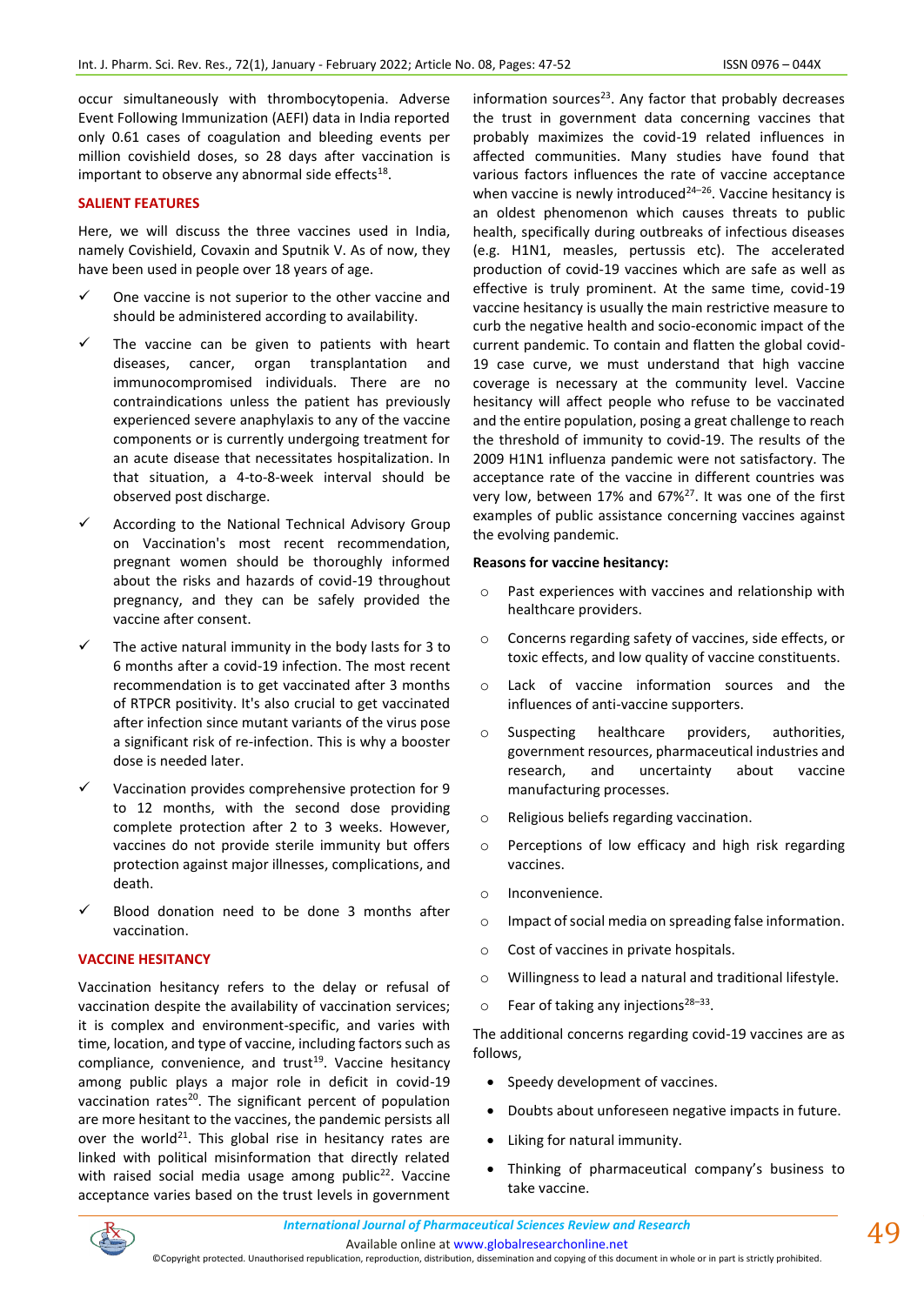occur simultaneously with thrombocytopenia. Adverse Event Following Immunization (AEFI) data in India reported only 0.61 cases of coagulation and bleeding events per million covishield doses, so 28 days after vaccination is important to observe any abnormal side effects[18].

## SALIENT FEATURES

Here, we will discuss the three vaccines used in India, namely Covishield, Covaxin and Sputnik V. As of now, they have been used in people over 18 years of age.

- ✓ One vaccine is not superior to the other vaccine and should be administered according to availability.
- ✓ The vaccine can be given to patients with heart diseases, cancer, organ transplantation and immunocompromised individuals. There are no contraindications unless the patient has previously experienced severe anaphylaxis to any of the vaccine components or is currently undergoing treatment for an acute disease that necessitates hospitalization. In that situation, a 4-to-8-week interval should be observed post discharge.
- ✓ According to the National Technical Advisory Group on Vaccination's most recent recommendation, pregnant women should be thoroughly informed about the risks and hazards of covid-19 throughout pregnancy, and they can be safely provided the vaccine after consent.
- ✓ The active natural immunity in the body lasts for 3 to 6 months after a covid-19 infection. The most recent recommendation is to get vaccinated after 3 months of RTPCR positivity. It's also crucial to get vaccinated after infection since mutant variants of the virus pose a significant risk of re-infection. This is why a booster dose is needed later.
- ✓ Vaccination provides comprehensive protection for 9 to 12 months, with the second dose providing complete protection after 2 to 3 weeks. However, vaccines do not provide sterile immunity but offers protection against major illnesses, complications, and death.
- ✓ Blood donation need to be done 3 months after vaccination.

## VACCINE HESITANCY

Vaccination hesitancy refers to the delay or refusal of vaccination despite the availability of vaccination services; it is complex and environment-specific, and varies with time, location, and type of vaccine, including factors such as compliance, convenience, and trust[19]. Vaccine hesitancy among public plays a major role in deficit in covid-19 vaccination rates[20]. The significant percent of population are more hesitant to the vaccines, the pandemic persists all over the world[21]. This global rise in hesitancy rates are linked with political misinformation that directly related with raised social media usage among public[22]. Vaccine acceptance varies based on the trust levels in government information sources[23]. Any factor that probably decreases the trust in government data concerning vaccines that probably maximizes the covid-19 related influences in affected communities. Many studies have found that various factors influences the rate of vaccine acceptance when vaccine is newly introduced[24–26]. Vaccine hesitancy is an oldest phenomenon which causes threats to public health, specifically during outbreaks of infectious diseases (e.g. H1N1, measles, pertussis etc). The accelerated production of covid-19 vaccines which are safe as well as effective is truly prominent. At the same time, covid-19 vaccine hesitancy is usually the main restrictive measure to curb the negative health and socio-economic impact of the current pandemic. To contain and flatten the global covid-19 case curve, we must understand that high vaccine coverage is necessary at the community level. Vaccine hesitancy will affect people who refuse to be vaccinated and the entire population, posing a great challenge to reach the threshold of immunity to covid-19. The results of the 2009 H1N1 influenza pandemic were not satisfactory. The acceptance rate of the vaccine in different countries was very low, between 17% and 67%[27]. It was one of the first examples of public assistance concerning vaccines against the evolving pandemic.

**Reasons for vaccine hesitancy:**

- Past experiences with vaccines and relationship with healthcare providers.
- Concerns regarding safety of vaccines, side effects, or toxic effects, and low quality of vaccine constituents.
- Lack of vaccine information sources and the influences of anti-vaccine supporters.
- Suspecting healthcare providers, authorities, government resources, pharmaceutical industries and research, and uncertainty about vaccine manufacturing processes.
- Religious beliefs regarding vaccination.
- Perceptions of low efficacy and high risk regarding vaccines.
- Inconvenience.
- Impact of social media on spreading false information.
- Cost of vaccines in private hospitals.
- Willingness to lead a natural and traditional lifestyle.
- Fear of taking any injections[28–33].

The additional concerns regarding covid-19 vaccines are as follows,

- Speedy development of vaccines.
- Doubts about unforeseen negative impacts in future.
- Liking for natural immunity.
- Thinking of pharmaceutical company's business to take vaccine.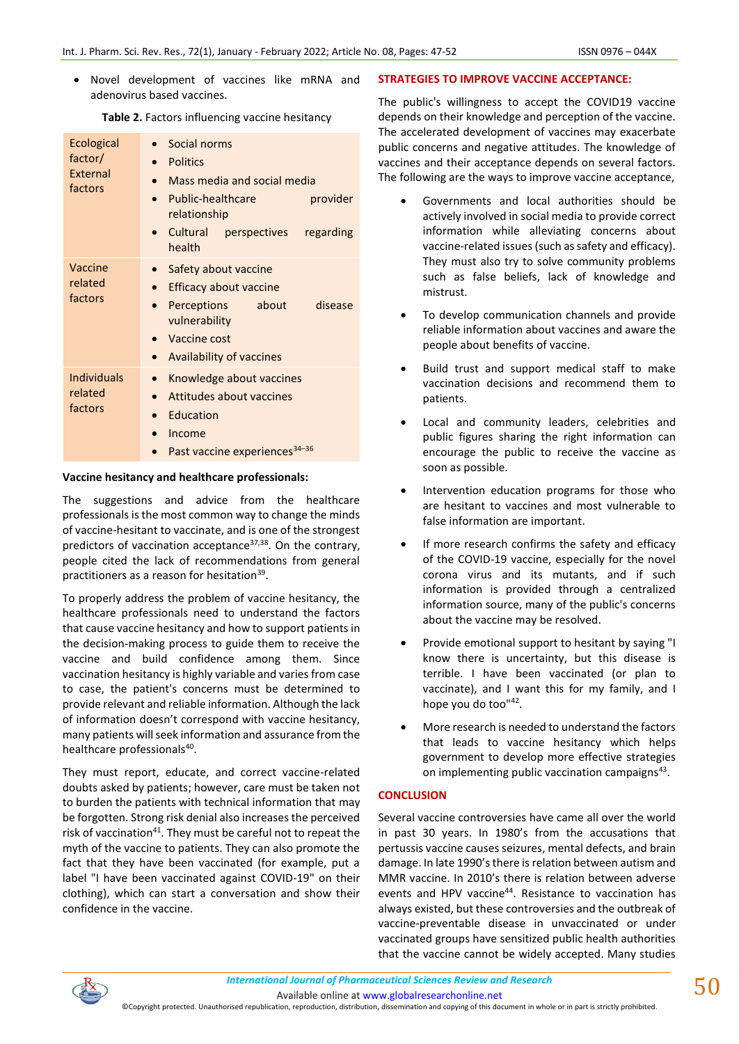- Novel development of vaccines like mRNA and adenovirus based vaccines.

**Table 2.** Factors influencing vaccine hesitancy

| | |
|---|---|
| Ecological factor/ External factors | • Social norms<br>• Politics<br>• Mass media and social media<br>• Public-healthcare provider relationship<br>• Cultural perspectives regarding health |
| Vaccine related factors | • Safety about vaccine<br>• Efficacy about vaccine<br>• Perceptions about disease vulnerability<br>• Vaccine cost<br>• Availability of vaccines |
| Individuals related factors | • Knowledge about vaccines<br>• Attitudes about vaccines<br>• Education<br>• Income<br>• Past vaccine experiences[34–36] |

**Vaccine hesitancy and healthcare professionals:**

The suggestions and advice from the healthcare professionals is the most common way to change the minds of vaccine-hesitant to vaccinate, and is one of the strongest predictors of vaccination acceptance[37,38]. On the contrary, people cited the lack of recommendations from general practitioners as a reason for hesitation[39].

To properly address the problem of vaccine hesitancy, the healthcare professionals need to understand the factors that cause vaccine hesitancy and how to support patients in the decision-making process to guide them to receive the vaccine and build confidence among them. Since vaccination hesitancy is highly variable and varies from case to case, the patient's concerns must be determined to provide relevant and reliable information. Although the lack of information doesn't correspond with vaccine hesitancy, many patients will seek information and assurance from the healthcare professionals[40].

They must report, educate, and correct vaccine-related doubts asked by patients; however, care must be taken not to burden the patients with technical information that may be forgotten. Strong risk denial also increases the perceived risk of vaccination[41]. They must be careful not to repeat the myth of the vaccine to patients. They can also promote the fact that they have been vaccinated (for example, put a label "I have been vaccinated against COVID-19" on their clothing), which can start a conversation and show their confidence in the vaccine.

## STRATEGIES TO IMPROVE VACCINE ACCEPTANCE:

The public's willingness to accept the COVID19 vaccine depends on their knowledge and perception of the vaccine. The accelerated development of vaccines may exacerbate public concerns and negative attitudes. The knowledge of vaccines and their acceptance depends on several factors. The following are the ways to improve vaccine acceptance,

- Governments and local authorities should be actively involved in social media to provide correct information while alleviating concerns about vaccine-related issues (such as safety and efficacy). They must also try to solve community problems such as false beliefs, lack of knowledge and mistrust.
- To develop communication channels and provide reliable information about vaccines and aware the people about benefits of vaccine.
- Build trust and support medical staff to make vaccination decisions and recommend them to patients.
- Local and community leaders, celebrities and public figures sharing the right information can encourage the public to receive the vaccine as soon as possible.
- Intervention education programs for those who are hesitant to vaccines and most vulnerable to false information are important.
- If more research confirms the safety and efficacy of the COVID-19 vaccine, especially for the novel corona virus and its mutants, and if such information is provided through a centralized information source, many of the public's concerns about the vaccine may be resolved.
- Provide emotional support to hesitant by saying "I know there is uncertainty, but this disease is terrible. I have been vaccinated (or plan to vaccinate), and I want this for my family, and I hope you do too"[42].
- More research is needed to understand the factors that leads to vaccine hesitancy which helps government to develop more effective strategies on implementing public vaccination campaigns[43].

## CONCLUSION

Several vaccine controversies have came all over the world in past 30 years. In 1980's from the accusations that pertussis vaccine causes seizures, mental defects, and brain damage. In late 1990's there is relation between autism and MMR vaccine. In 2010's there is relation between adverse events and HPV vaccine[44]. Resistance to vaccination has always existed, but these controversies and the outbreak of vaccine-preventable disease in unvaccinated or under vaccinated groups have sensitized public health authorities that the vaccine cannot be widely accepted. Many studies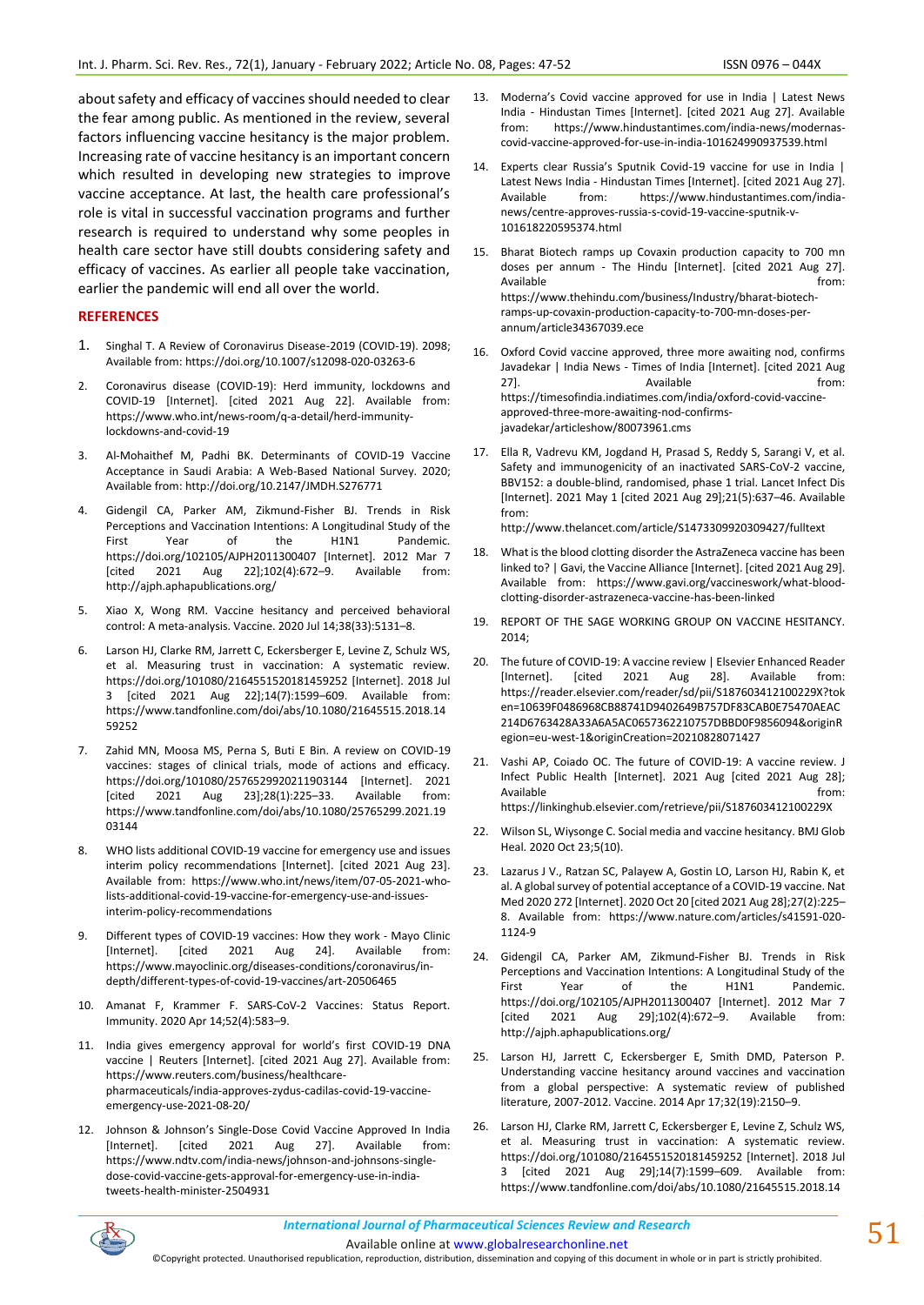about safety and efficacy of vaccines should needed to clear the fear among public. As mentioned in the review, several factors influencing vaccine hesitancy is the major problem. Increasing rate of vaccine hesitancy is an important concern which resulted in developing new strategies to improve vaccine acceptance. At last, the health care professional's role is vital in successful vaccination programs and further research is required to understand why some peoples in health care sector have still doubts considering safety and efficacy of vaccines. As earlier all people take vaccination, earlier the pandemic will end all over the world.

## REFERENCES

1. Singhal T. A Review of Coronavirus Disease-2019 (COVID-19). 2098; Available from: https://doi.org/10.1007/s12098-020-03263-6
2. Coronavirus disease (COVID-19): Herd immunity, lockdowns and COVID-19 [Internet]. [cited 2021 Aug 22]. Available from: https://www.who.int/news-room/q-a-detail/herd-immunity-lockdowns-and-covid-19
3. Al-Mohaithef M, Padhi BK. Determinants of COVID-19 Vaccine Acceptance in Saudi Arabia: A Web-Based National Survey. 2020; Available from: http://doi.org/10.2147/JMDH.S276771
4. Gidengil CA, Parker AM, Zikmund-Fisher BJ. Trends in Risk Perceptions and Vaccination Intentions: A Longitudinal Study of the First Year of the H1N1 Pandemic. https://doi.org/102105/AJPH2011300407 [Internet]. 2012 Mar 7 [cited 2021 Aug 22];102(4):672–9. Available from: http://ajph.aphapublications.org/
5. Xiao X, Wong RM. Vaccine hesitancy and perceived behavioral control: A meta-analysis. Vaccine. 2020 Jul 14;38(33):5131–8.
6. Larson HJ, Clarke RM, Jarrett C, Eckersberger E, Levine Z, Schulz WS, et al. Measuring trust in vaccination: A systematic review. https://doi.org/101080/2164551520181459252 [Internet]. 2018 Jul 3 [cited 2021 Aug 22];14(7):1599–609. Available from: https://www.tandfonline.com/doi/abs/10.1080/21645515.2018.1459252
7. Zahid MN, Moosa MS, Perna S, Buti E Bin. A review on COVID-19 vaccines: stages of clinical trials, mode of actions and efficacy. https://doi.org/101080/2576529920211903144 [Internet]. 2021 [cited 2021 Aug 23];28(1):225–33. Available from: https://www.tandfonline.com/doi/abs/10.1080/25765299.2021.1903144
8. WHO lists additional COVID-19 vaccine for emergency use and issues interim policy recommendations [Internet]. [cited 2021 Aug 23]. Available from: https://www.who.int/news/item/07-05-2021-who-lists-additional-covid-19-vaccine-for-emergency-use-and-issues-interim-policy-recommendations
9. Different types of COVID-19 vaccines: How they work - Mayo Clinic [Internet]. [cited 2021 Aug 24]. Available from: https://www.mayoclinic.org/diseases-conditions/coronavirus/in-depth/different-types-of-covid-19-vaccines/art-20506465
10. Amanat F, Krammer F. SARS-CoV-2 Vaccines: Status Report. Immunity. 2020 Apr 14;52(4):583–9.
11. India gives emergency approval for world's first COVID-19 DNA vaccine | Reuters [Internet]. [cited 2021 Aug 27]. Available from: https://www.reuters.com/business/healthcare-pharmaceuticals/india-approves-zydus-cadilas-covid-19-vaccine-emergency-use-2021-08-20/
12. Johnson & Johnson's Single-Dose Covid Vaccine Approved In India [Internet]. [cited 2021 Aug 27]. Available from: https://www.ndtv.com/india-news/johnson-and-johnsons-single-dose-covid-vaccine-gets-approval-for-emergency-use-in-india-tweets-health-minister-2504931
13. Moderna's Covid vaccine approved for use in India | Latest News India - Hindustan Times [Internet]. [cited 2021 Aug 27]. Available from: https://www.hindustantimes.com/india-news/modernas-covid-vaccine-approved-for-use-in-india-101624990937539.html
14. Experts clear Russia's Sputnik Covid-19 vaccine for use in India | Latest News India - Hindustan Times [Internet]. [cited 2021 Aug 27]. Available from: https://www.hindustantimes.com/india-news/centre-approves-russia-s-covid-19-vaccine-sputnik-v-101618220595374.html
15. Bharat Biotech ramps up Covaxin production capacity to 700 mn doses per annum - The Hindu [Internet]. [cited 2021 Aug 27]. Available from: https://www.thehindu.com/business/Industry/bharat-biotech-ramps-up-covaxin-production-capacity-to-700-mn-doses-per-annum/article34367039.ece
16. Oxford Covid vaccine approved, three more awaiting nod, confirms Javadekar | India News - Times of India [Internet]. [cited 2021 Aug 27]. Available from: https://timesofindia.indiatimes.com/india/oxford-covid-vaccine-approved-three-more-awaiting-nod-confirms-javadekar/articleshow/80073961.cms
17. Ella R, Vadrevu KM, Jogdand H, Prasad S, Reddy S, Sarangi V, et al. Safety and immunogenicity of an inactivated SARS-CoV-2 vaccine, BBV152: a double-blind, randomised, phase 1 trial. Lancet Infect Dis [Internet]. 2021 May 1 [cited 2021 Aug 29];21(5):637–46. Available from: http://www.thelancet.com/article/S1473309920309427/fulltext
18. What is the blood clotting disorder the AstraZeneca vaccine has been linked to? | Gavi, the Vaccine Alliance [Internet]. [cited 2021 Aug 29]. Available from: https://www.gavi.org/vaccineswork/what-blood-clotting-disorder-astrazeneca-vaccine-has-been-linked
19. REPORT OF THE SAGE WORKING GROUP ON VACCINE HESITANCY. 2014;
20. The future of COVID-19: A vaccine review | Elsevier Enhanced Reader [Internet]. [cited 2021 Aug 28]. Available from: https://reader.elsevier.com/reader/sd/pii/S187603412100229X?token=10639F0486968CB88741D9402649B757DF83CAB0E75470AEAC214D6763428A33A6A5AC0657362210757DBBD0F9856094&originRegion=eu-west-1&originCreation=20210828071427
21. Vashi AP, Coiado OC. The future of COVID-19: A vaccine review. J Infect Public Health [Internet]. 2021 Aug [cited 2021 Aug 28]; Available from: https://linkinghub.elsevier.com/retrieve/pii/S187603412100229X
22. Wilson SL, Wiysonge C. Social media and vaccine hesitancy. BMJ Glob Heal. 2020 Oct 23;5(10).
23. Lazarus J V., Ratzan SC, Palayew A, Gostin LO, Larson HJ, Rabin K, et al. A global survey of potential acceptance of a COVID-19 vaccine. Nat Med 2020 272 [Internet]. 2020 Oct 20 [cited 2021 Aug 28];27(2):225–8. Available from: https://www.nature.com/articles/s41591-020-1124-9
24. Gidengil CA, Parker AM, Zikmund-Fisher BJ. Trends in Risk Perceptions and Vaccination Intentions: A Longitudinal Study of the First Year of the H1N1 Pandemic. https://doi.org/102105/AJPH2011300407 [Internet]. 2012 Mar 7 [cited 2021 Aug 29];102(4):672–9. Available from: http://ajph.aphapublications.org/
25. Larson HJ, Jarrett C, Eckersberger E, Smith DMD, Paterson P. Understanding vaccine hesitancy around vaccines and vaccination from a global perspective: A systematic review of published literature, 2007-2012. Vaccine. 2014 Apr 17;32(19):2150–9.
26. Larson HJ, Clarke RM, Jarrett C, Eckersberger E, Levine Z, Schulz WS, et al. Measuring trust in vaccination: A systematic review. https://doi.org/101080/2164551520181459252 [Internet]. 2018 Jul 3 [cited 2021 Aug 29];14(7):1599–609. Available from: https://www.tandfonline.com/doi/abs/10.1080/21645515.2018.14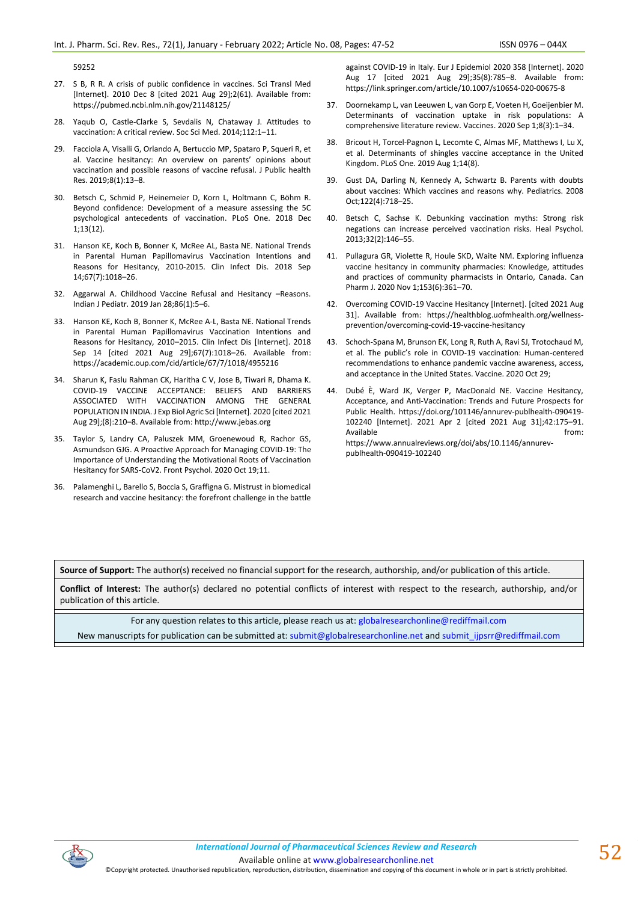59252

27. S B, R R. A crisis of public confidence in vaccines. Sci Transl Med [Internet]. 2010 Dec 8 [cited 2021 Aug 29];2(61). Available from: https://pubmed.ncbi.nlm.nih.gov/21148125/

28. Yaqub O, Castle-Clarke S, Sevdalis N, Chataway J. Attitudes to vaccination: A critical review. Soc Sci Med. 2014;112:1–11.

29. Facciola A, Visalli G, Orlando A, Bertuccio MP, Spataro P, Squeri R, et al. Vaccine hesitancy: An overview on parents' opinions about vaccination and possible reasons of vaccine refusal. J Public health Res. 2019;8(1):13–8.

30. Betsch C, Schmid P, Heinemeier D, Korn L, Holtmann C, Böhm R. Beyond confidence: Development of a measure assessing the 5C psychological antecedents of vaccination. PLoS One. 2018 Dec 1;13(12).

31. Hanson KE, Koch B, Bonner K, McRee AL, Basta NE. National Trends in Parental Human Papillomavirus Vaccination Intentions and Reasons for Hesitancy, 2010-2015. Clin Infect Dis. 2018 Sep 14;67(7):1018–26.

32. Aggarwal A. Childhood Vaccine Refusal and Hesitancy –Reasons. Indian J Pediatr. 2019 Jan 28;86(1):5–6.

33. Hanson KE, Koch B, Bonner K, McRee A-L, Basta NE. National Trends in Parental Human Papillomavirus Vaccination Intentions and Reasons for Hesitancy, 2010–2015. Clin Infect Dis [Internet]. 2018 Sep 14 [cited 2021 Aug 29];67(7):1018–26. Available from: https://academic.oup.com/cid/article/67/7/1018/4955216

34. Sharun K, Faslu Rahman CK, Haritha C V, Jose B, Tiwari R, Dhama K. COVID-19 VACCINE ACCEPTANCE: BELIEFS AND BARRIERS ASSOCIATED WITH VACCINATION AMONG THE GENERAL POPULATION IN INDIA. J Exp Biol Agric Sci [Internet]. 2020 [cited 2021 Aug 29];(8):210–8. Available from: http://www.jebas.org

35. Taylor S, Landry CA, Paluszek MM, Groenewoud R, Rachor GS, Asmundson GJG. A Proactive Approach for Managing COVID-19: The Importance of Understanding the Motivational Roots of Vaccination Hesitancy for SARS-CoV2. Front Psychol. 2020 Oct 19;11.

36. Palamenghi L, Barello S, Boccia S, Graffigna G. Mistrust in biomedical research and vaccine hesitancy: the forefront challenge in the battle against COVID-19 in Italy. Eur J Epidemiol 2020 358 [Internet]. 2020 Aug 17 [cited 2021 Aug 29];35(8):785–8. Available from: https://link.springer.com/article/10.1007/s10654-020-00675-8

37. Doornekamp L, van Leeuwen L, van Gorp E, Voeten H, Goeijenbier M. Determinants of vaccination uptake in risk populations: A comprehensive literature review. Vaccines. 2020 Sep 1;8(3):1–34.

38. Bricout H, Torcel-Pagnon L, Lecomte C, Almas MF, Matthews I, Lu X, et al. Determinants of shingles vaccine acceptance in the United Kingdom. PLoS One. 2019 Aug 1;14(8).

39. Gust DA, Darling N, Kennedy A, Schwartz B. Parents with doubts about vaccines: Which vaccines and reasons why. Pediatrics. 2008 Oct;122(4):718–25.

40. Betsch C, Sachse K. Debunking vaccination myths: Strong risk negations can increase perceived vaccination risks. Heal Psychol. 2013;32(2):146–55.

41. Pullagura GR, Violette R, Houle SKD, Waite NM. Exploring influenza vaccine hesitancy in community pharmacies: Knowledge, attitudes and practices of community pharmacists in Ontario, Canada. Can Pharm J. 2020 Nov 1;153(6):361–70.

42. Overcoming COVID-19 Vaccine Hesitancy [Internet]. [cited 2021 Aug 31]. Available from: https://healthblog.uofmhealth.org/wellness-prevention/overcoming-covid-19-vaccine-hesitancy

43. Schoch-Spana M, Brunson EK, Long R, Ruth A, Ravi SJ, Trotochaud M, et al. The public's role in COVID-19 vaccination: Human-centered recommendations to enhance pandemic vaccine awareness, access, and acceptance in the United States. Vaccine. 2020 Oct 29;

44. Dubé È, Ward JK, Verger P, MacDonald NE. Vaccine Hesitancy, Acceptance, and Anti-Vaccination: Trends and Future Prospects for Public Health. https://doi.org/101146/annurev-publhealth-090419-102240 [Internet]. 2021 Apr 2 [cited 2021 Aug 31];42:175–91. Available from: https://www.annualreviews.org/doi/abs/10.1146/annurev-publhealth-090419-102240

**Source of Support:** The author(s) received no financial support for the research, authorship, and/or publication of this article.

**Conflict of Interest:** The author(s) declared no potential conflicts of interest with respect to the research, authorship, and/or publication of this article.

For any question relates to this article, please reach us at: globalresearchonline@rediffmail.com

New manuscripts for publication can be submitted at: submit@globalresearchonline.net and submit_ijpsrr@rediffmail.com